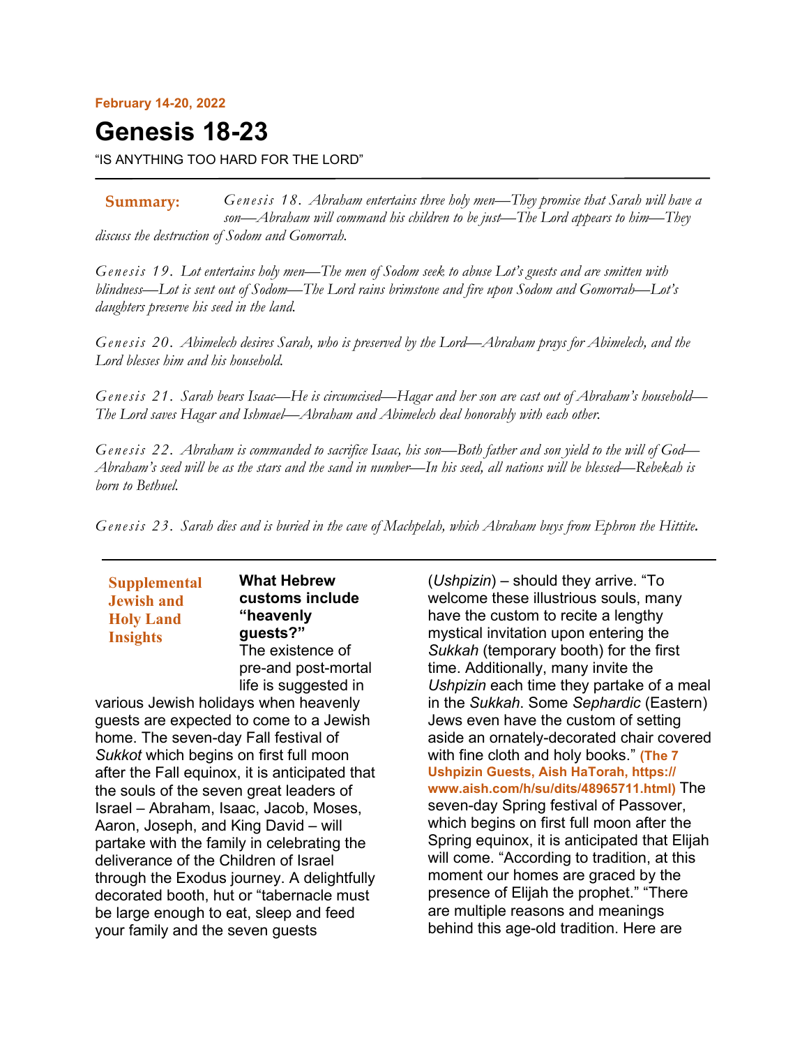**February 14-20, 2022**

# Genesis 18-23

"IS ANYTHING TOO HARD FOR THE LORD"

**Summary:** *Genesis 18. Abraham entertains three holy men—They promise that Sarah will have a son—Abraham will command his children to be just—The Lord appears to him—They discuss the destruction of Sodom and Gomorrah.*

*Genesis 19. Lot entertains holy men—The men of Sodom seek to abuse Lot's guests and are smitten with blindness—Lot is sent out of Sodom—The Lord rains brimstone and fire upon Sodom and Gomorrah—Lot's daughters preserve his seed in the land.*

*Genesis 20. Abimelech desires Sarah, who is preserved by the Lord—Abraham prays for Abimelech, and the Lord blesses him and his household.*

*Genesis 21. Sarah bears Isaac—He is circumcised—Hagar and her son are cast out of Abraham's household—The Lord saves Hagar and Ishmael—Abraham and Abimelech deal honorably with each other.*

*Genesis 22. Abraham is commanded to sacrifice Isaac, his son—Both father and son yield to the will of God—Abraham's seed will be as the stars and the sand in number—In his seed, all nations will be blessed—Rebekah is born to Bethuel.*

*Genesis 23. Sarah dies and is buried in the cave of Machpelah, which Abraham buys from Ephron the Hittite.*

---

**Supplemental Jewish and Holy Land Insights**

**What Hebrew customs include "heavenly guests?"**

The existence of pre-and post-mortal life is suggested in various Jewish holidays when heavenly guests are expected to come to a Jewish home. The seven-day Fall festival of *Sukkot* which begins on first full moon after the Fall equinox, it is anticipated that the souls of the seven great leaders of Israel – Abraham, Isaac, Jacob, Moses, Aaron, Joseph, and King David – will partake with the family in celebrating the deliverance of the Children of Israel through the Exodus journey. A delightfully decorated booth, hut or "tabernacle must be large enough to eat, sleep and feed your family and the seven guests (*Ushpizin*) – should they arrive. "To welcome these illustrious souls, many have the custom to recite a lengthy mystical invitation upon entering the *Sukkah* (temporary booth) for the first time. Additionally, many invite the *Ushpizin* each time they partake of a meal in the *Sukkah*. Some *Sephardic* (Eastern) Jews even have the custom of setting aside an ornately-decorated chair covered with fine cloth and holy books." **(The 7 Ushpizin Guests, Aish HaTorah, https://www.aish.com/h/su/dits/48965711.html)** The seven-day Spring festival of Passover, which begins on first full moon after the Spring equinox, it is anticipated that Elijah will come. "According to tradition, at this moment our homes are graced by the presence of Elijah the prophet." "There are multiple reasons and meanings behind this age-old tradition. Here are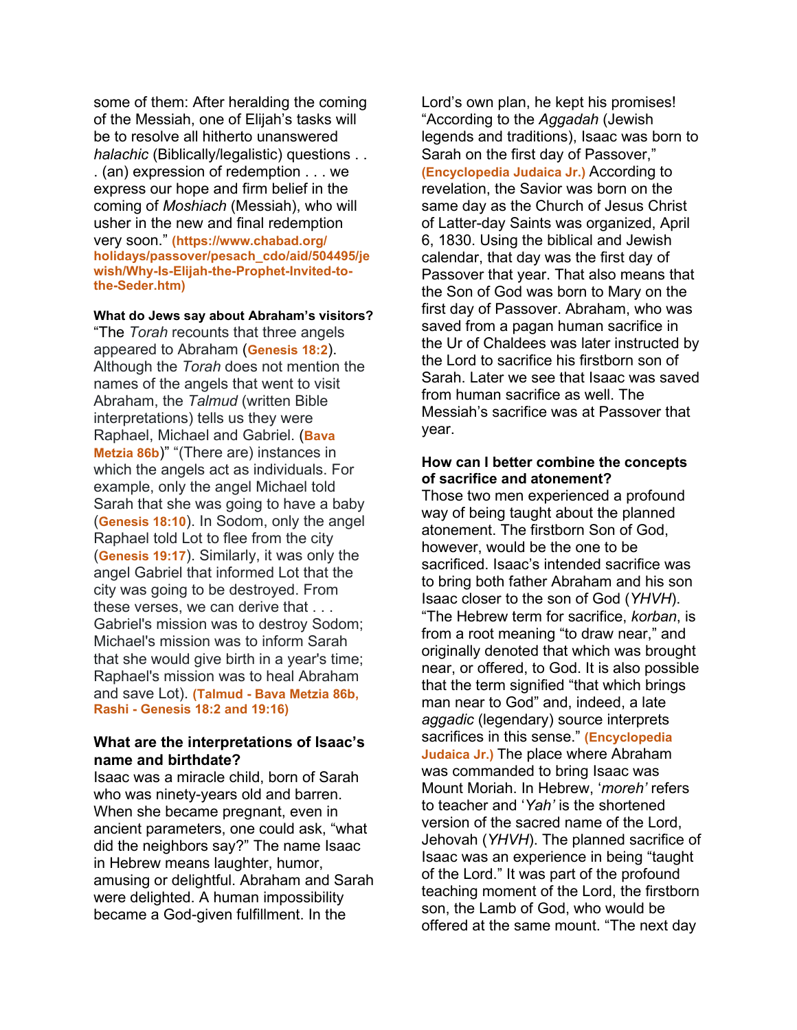some of them: After heralding the coming of the Messiah, one of Elijah's tasks will be to resolve all hitherto unanswered *halachic* (Biblically/legalistic) questions . . . (an) expression of redemption . . . we express our hope and firm belief in the coming of *Moshiach* (Messiah), who will usher in the new and final redemption very soon." **(https://www.chabad.org/holidays/passover/pesach_cdo/aid/504495/jewish/Why-Is-Elijah-the-Prophet-Invited-to-the-Seder.htm)**

**What do Jews say about Abraham's visitors?**

"The *Torah* recounts that three angels appeared to Abraham (**Genesis 18:2**). Although the *Torah* does not mention the names of the angels that went to visit Abraham, the *Talmud* (written Bible interpretations) tells us they were Raphael, Michael and Gabriel. (**Bava Metzia 86b**)" "(There are) instances in which the angels act as individuals. For example, only the angel Michael told Sarah that she was going to have a baby (**Genesis 18:10**). In Sodom, only the angel Raphael told Lot to flee from the city (**Genesis 19:17**). Similarly, it was only the angel Gabriel that informed Lot that the city was going to be destroyed. From these verses, we can derive that . . . Gabriel's mission was to destroy Sodom; Michael's mission was to inform Sarah that she would give birth in a year's time; Raphael's mission was to heal Abraham and save Lot). **(Talmud - Bava Metzia 86b, Rashi - Genesis 18:2 and 19:16)**

## What are the interpretations of Isaac's name and birthdate?

Isaac was a miracle child, born of Sarah who was ninety-years old and barren. When she became pregnant, even in ancient parameters, one could ask, "what did the neighbors say?" The name Isaac in Hebrew means laughter, humor, amusing or delightful. Abraham and Sarah were delighted. A human impossibility became a God-given fulfillment. In the Lord's own plan, he kept his promises! "According to the *Aggadah* (Jewish legends and traditions), Isaac was born to Sarah on the first day of Passover," **(Encyclopedia Judaica Jr.)** According to revelation, the Savior was born on the same day as the Church of Jesus Christ of Latter-day Saints was organized, April 6, 1830. Using the biblical and Jewish calendar, that day was the first day of Passover that year. That also means that the Son of God was born to Mary on the first day of Passover. Abraham, who was saved from a pagan human sacrifice in the Ur of Chaldees was later instructed by the Lord to sacrifice his firstborn son of Sarah. Later we see that Isaac was saved from human sacrifice as well. The Messiah's sacrifice was at Passover that year.

**How can I better combine the concepts of sacrifice and atonement?**

Those two men experienced a profound way of being taught about the planned atonement. The firstborn Son of God, however, would be the one to be sacrificed. Isaac's intended sacrifice was to bring both father Abraham and his son Isaac closer to the son of God (*YHVH*). "The Hebrew term for sacrifice, *korban*, is from a root meaning "to draw near," and originally denoted that which was brought near, or offered, to God. It is also possible that the term signified "that which brings man near to God" and, indeed, a late *aggadic* (legendary) source interprets sacrifices in this sense." **(Encyclopedia Judaica Jr.)** The place where Abraham was commanded to bring Isaac was Mount Moriah. In Hebrew, '*moreh'* refers to teacher and '*Yah'* is the shortened version of the sacred name of the Lord, Jehovah (*YHVH*). The planned sacrifice of Isaac was an experience in being "taught of the Lord." It was part of the profound teaching moment of the Lord, the firstborn son, the Lamb of God, who would be offered at the same mount. "The next day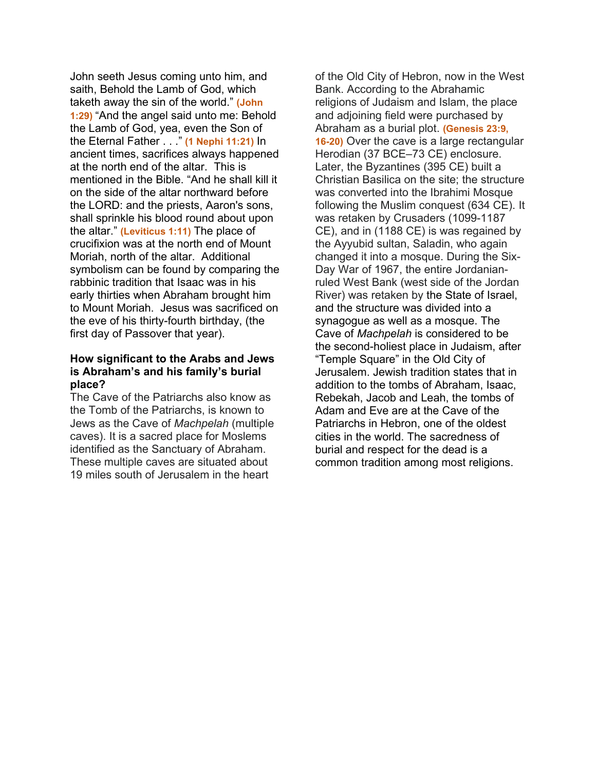John seeth Jesus coming unto him, and saith, Behold the Lamb of God, which taketh away the sin of the world." **(John 1:29)** "And the angel said unto me: Behold the Lamb of God, yea, even the Son of the Eternal Father . . ." **(1 Nephi 11:21)** In ancient times, sacrifices always happened at the north end of the altar. This is mentioned in the Bible. "And he shall kill it on the side of the altar northward before the LORD: and the priests, Aaron's sons, shall sprinkle his blood round about upon the altar." **(Leviticus 1:11)** The place of crucifixion was at the north end of Mount Moriah, north of the altar. Additional symbolism can be found by comparing the rabbinic tradition that Isaac was in his early thirties when Abraham brought him to Mount Moriah. Jesus was sacrificed on the eve of his thirty-fourth birthday, (the first day of Passover that year).

**How significant to the Arabs and Jews is Abraham's and his family's burial place?**

The Cave of the Patriarchs also know as the Tomb of the Patriarchs, is known to Jews as the Cave of *Machpelah* (multiple caves). It is a sacred place for Moslems identified as the Sanctuary of Abraham. These multiple caves are situated about 19 miles south of Jerusalem in the heart of the Old City of Hebron, now in the West Bank. According to the Abrahamic religions of Judaism and Islam, the place and adjoining field were purchased by Abraham as a burial plot. **(Genesis 23:9, 16-20)** Over the cave is a large rectangular Herodian (37 BCE–73 CE) enclosure. Later, the Byzantines (395 CE) built a Christian Basilica on the site; the structure was converted into the Ibrahimi Mosque following the Muslim conquest (634 CE). It was retaken by Crusaders (1099-1187 CE), and in (1188 CE) is was regained by the Ayyubid sultan, Saladin, who again changed it into a mosque. During the Six-Day War of 1967, the entire Jordanian-ruled West Bank (west side of the Jordan River) was retaken by the State of Israel, and the structure was divided into a synagogue as well as a mosque. The Cave of *Machpelah* is considered to be the second-holiest place in Judaism, after "Temple Square" in the Old City of Jerusalem. Jewish tradition states that in addition to the tombs of Abraham, Isaac, Rebekah, Jacob and Leah, the tombs of Adam and Eve are at the Cave of the Patriarchs in Hebron, one of the oldest cities in the world. The sacredness of burial and respect for the dead is a common tradition among most religions.